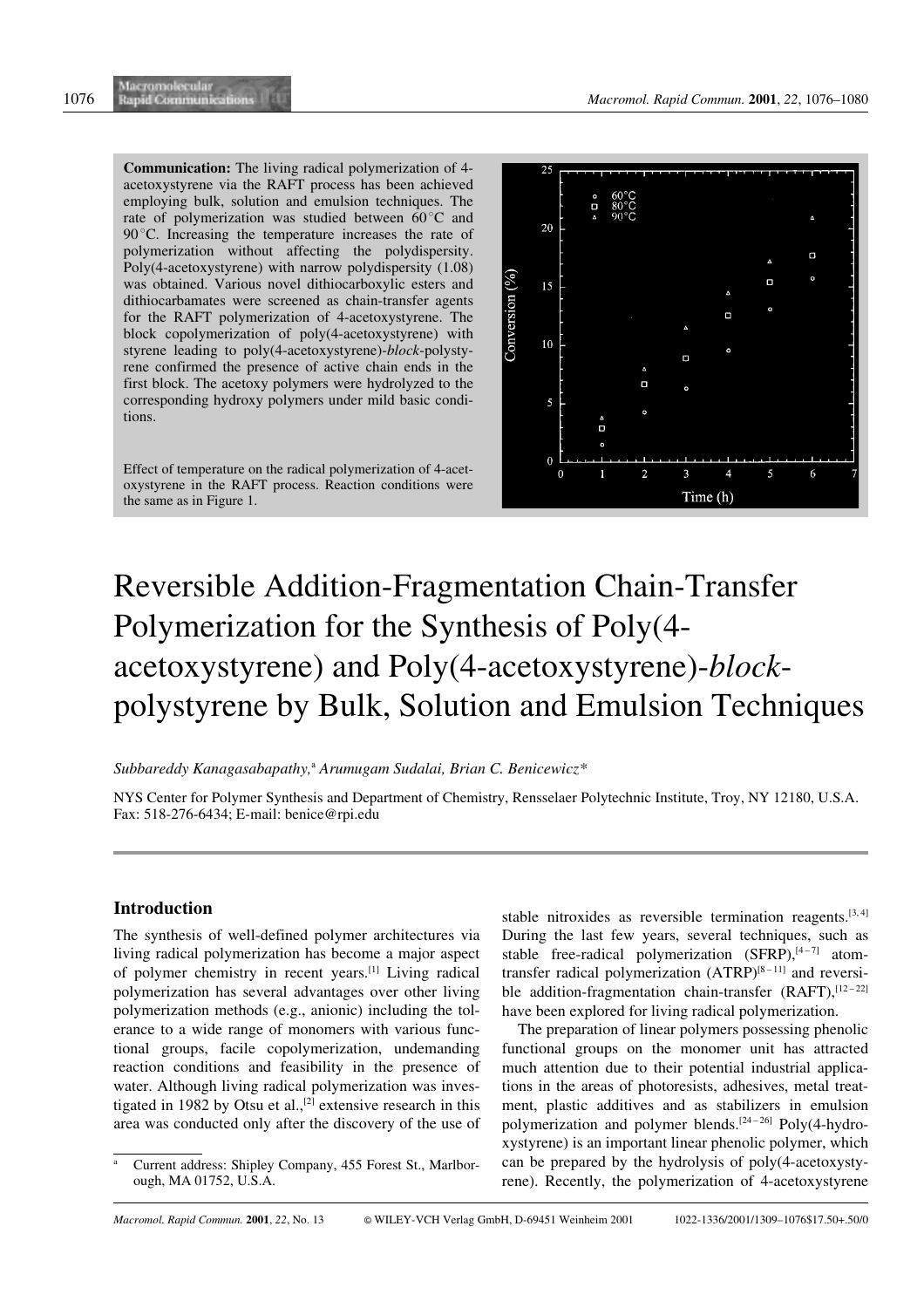**Communication:** The living radical polymerization of 4-acetoxystyrene via the RAFT process has been achieved employing bulk, solution and emulsion techniques. The rate of polymerization was studied between 60 °C and 90 °C. Increasing the temperature increases the rate of polymerization without affecting the polydispersity. Poly(4-acetoxystyrene) with narrow polydispersity (1.08) was obtained. Various novel dithiocarboxylic esters and dithiocarbamates were screened as chain-transfer agents for the RAFT polymerization of 4-acetoxystyrene. The block copolymerization of poly(4-acetoxystyrene) with styrene leading to poly(4-acetoxystyrene)-*block*-polystyrene confirmed the presence of active chain ends in the first block. The acetoxy polymers were hydrolyzed to the corresponding hydroxy polymers under mild basic conditions.

Effect of temperature on the radical polymerization of 4-acetoxystyrene in the RAFT process. Reaction conditions were the same as in Figure 1.

# Reversible Addition-Fragmentation Chain-Transfer Polymerization for the Synthesis of Poly(4-acetoxystyrene) and Poly(4-acetoxystyrene)-*block*-polystyrene by Bulk, Solution and Emulsion Techniques

*Subbareddy Kanagasabapathy,*[a] *Arumugam Sudalai, Brian C. Benicewicz**

NYS Center for Polymer Synthesis and Department of Chemistry, Rensselaer Polytechnic Institute, Troy, NY 12180, U.S.A. Fax: 518-276-6434; E-mail: benice@rpi.edu

[a] Current address: Shipley Company, 455 Forest St., Marlborough, MA 01752, U.S.A.

## Introduction

The synthesis of well-defined polymer architectures via living radical polymerization has become a major aspect of polymer chemistry in recent years.[1] Living radical polymerization has several advantages over other living polymerization methods (e.g., anionic) including the tolerance to a wide range of monomers with various functional groups, facile copolymerization, undemanding reaction conditions and feasibility in the presence of water. Although living radical polymerization was investigated in 1982 by Otsu et al.,[2] extensive research in this area was conducted only after the discovery of the use of stable nitroxides as reversible termination reagents.[3,4] During the last few years, several techniques, such as stable free-radical polymerization (SFRP),[4–7] atom-transfer radical polymerization (ATRP)[8–11] and reversible addition-fragmentation chain-transfer (RAFT),[12–22] have been explored for living radical polymerization.

The preparation of linear polymers possessing phenolic functional groups on the monomer unit has attracted much attention due to their potential industrial applications in the areas of photoresists, adhesives, metal treatment, plastic additives and as stabilizers in emulsion polymerization and polymer blends.[24–26] Poly(4-hydroxystyrene) is an important linear phenolic polymer, which can be prepared by the hydrolysis of poly(4-acetoxystyrene). Recently, the polymerization of 4-acetoxystyrene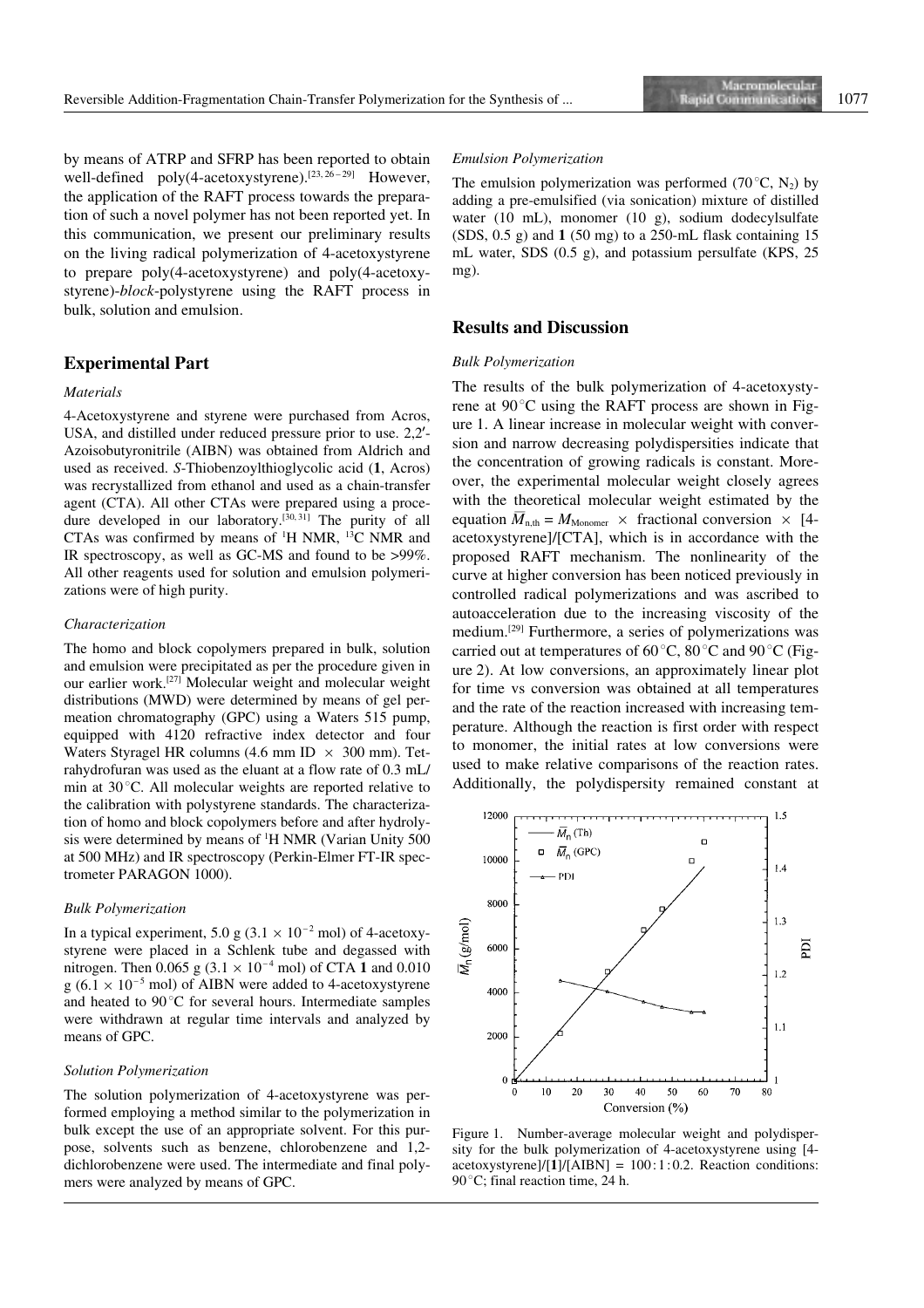by means of ATRP and SFRP has been reported to obtain well-defined poly(4-acetoxystyrene).[23, 26–29] However, the application of the RAFT process towards the preparation of such a novel polymer has not been reported yet. In this communication, we present our preliminary results on the living radical polymerization of 4-acetoxystyrene to prepare poly(4-acetoxystyrene) and poly(4-acetoxystyrene)-*block*-polystyrene using the RAFT process in bulk, solution and emulsion.

## Experimental Part

### *Materials*

4-Acetoxystyrene and styrene were purchased from Acros, USA, and distilled under reduced pressure prior to use. 2,2′-Azoisobutyronitrile (AIBN) was obtained from Aldrich and used as received. *S*-Thiobenzoylthioglycolic acid (**1**, Acros) was recrystallized from ethanol and used as a chain-transfer agent (CTA). All other CTAs were prepared using a procedure developed in our laboratory.[30, 31] The purity of all CTAs was confirmed by means of $^1$H NMR, $^{13}$C NMR and IR spectroscopy, as well as GC-MS and found to be >99%. All other reagents used for solution and emulsion polymerizations were of high purity.

### *Characterization*

The homo and block copolymers prepared in bulk, solution and emulsion were precipitated as per the procedure given in our earlier work.[27] Molecular weight and molecular weight distributions (MWD) were determined by means of gel permeation chromatography (GPC) using a Waters 515 pump, equipped with 4120 refractive index detector and four Waters Styragel HR columns (4.6 mm ID × 300 mm). Tetrahydrofuran was used as the eluant at a flow rate of 0.3 mL/min at 30 °C. All molecular weights are reported relative to the calibration with polystyrene standards. The characterization of homo and block copolymers before and after hydrolysis were determined by means of $^1$H NMR (Varian Unity 500 at 500 MHz) and IR spectroscopy (Perkin-Elmer FT-IR spectrometer PARAGON 1000).

### *Bulk Polymerization*

In a typical experiment, 5.0 g ($3.1 \times 10^{-2}$ mol) of 4-acetoxystyrene were placed in a Schlenk tube and degassed with nitrogen. Then 0.065 g ($3.1 \times 10^{-4}$ mol) of CTA **1** and 0.010 g ($6.1 \times 10^{-5}$ mol) of AIBN were added to 4-acetoxystyrene and heated to 90 °C for several hours. Intermediate samples were withdrawn at regular time intervals and analyzed by means of GPC.

### *Solution Polymerization*

The solution polymerization of 4-acetoxystyrene was performed employing a method similar to the polymerization in bulk except the use of an appropriate solvent. For this purpose, solvents such as benzene, chlorobenzene and 1,2-dichlorobenzene were used. The intermediate and final polymers were analyzed by means of GPC.

### *Emulsion Polymerization*

The emulsion polymerization was performed (70 °C, $N_2$) by adding a pre-emulsified (via sonication) mixture of distilled water (10 mL), monomer (10 g), sodium dodecylsulfate (SDS, 0.5 g) and **1** (50 mg) to a 250-mL flask containing 15 mL water, SDS (0.5 g), and potassium persulfate (KPS, 25 mg).

## Results and Discussion

### *Bulk Polymerization*

The results of the bulk polymerization of 4-acetoxystyrene at 90 °C using the RAFT process are shown in Figure 1. A linear increase in molecular weight with conversion and narrow decreasing polydispersities indicate that the concentration of growing radicals is constant. Moreover, the experimental molecular weight closely agrees with the theoretical molecular weight estimated by the equation $\overline{M}_{n,th} = M_{Monomer} \times$ fractional conversion × [4-acetoxystyrene]/[CTA], which is in accordance with the proposed RAFT mechanism. The nonlinearity of the curve at higher conversion has been noticed previously in controlled radical polymerizations and was ascribed to autoacceleration due to the increasing viscosity of the medium.[29] Furthermore, a series of polymerizations was carried out at temperatures of 60 °C, 80 °C and 90 °C (Figure 2). At low conversions, an approximately linear plot for time vs conversion was obtained at all temperatures and the rate of the reaction increased with increasing temperature. Although the reaction is first order with respect to monomer, the initial rates at low conversions were used to make relative comparisons of the reaction rates. Additionally, the polydispersity remained constant at

Figure 1. Number-average molecular weight and polydispersity for the bulk polymerization of 4-acetoxystyrene using [4-acetoxystyrene]/[**1**]/[AIBN] = 100 : 1 : 0.2. Reaction conditions: 90 °C; final reaction time, 24 h.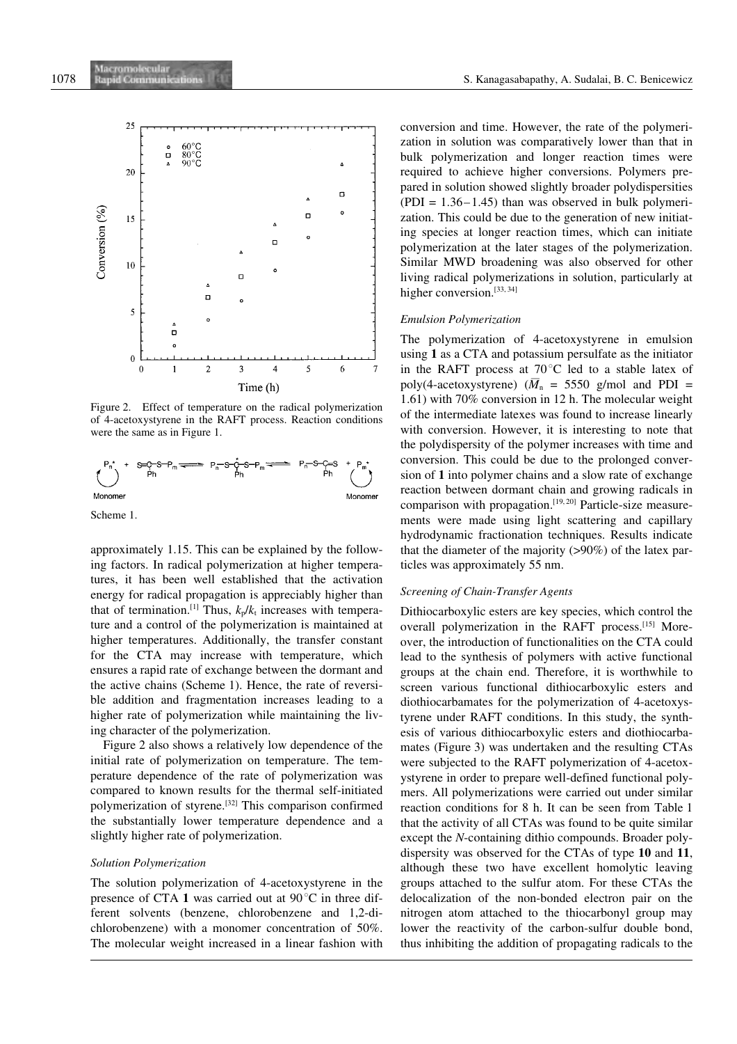Figure 2. Effect of temperature on the radical polymerization of 4-acetoxystyrene in the RAFT process. Reaction conditions were the same as in Figure 1.

Scheme 1.

approximately 1.15. This can be explained by the following factors. In radical polymerization at higher temperatures, it has been well established that the activation energy for radical propagation is appreciably higher than that of termination.[1] Thus, $k_p/k_t$ increases with temperature and a control of the polymerization is maintained at higher temperatures. Additionally, the transfer constant for the CTA may increase with temperature, which ensures a rapid rate of exchange between the dormant and the active chains (Scheme 1). Hence, the rate of reversible addition and fragmentation increases leading to a higher rate of polymerization while maintaining the living character of the polymerization.

Figure 2 also shows a relatively low dependence of the initial rate of polymerization on temperature. The temperature dependence of the rate of polymerization was compared to known results for the thermal self-initiated polymerization of styrene.[32] This comparison confirmed the substantially lower temperature dependence and a slightly higher rate of polymerization.

### *Solution Polymerization*

The solution polymerization of 4-acetoxystyrene in the presence of CTA **1** was carried out at 90 °C in three different solvents (benzene, chlorobenzene and 1,2-dichlorobenzene) with a monomer concentration of 50%. The molecular weight increased in a linear fashion with conversion and time. However, the rate of the polymerization in solution was comparatively lower than that in bulk polymerization and longer reaction times were required to achieve higher conversions. Polymers prepared in solution showed slightly broader polydispersities (PDI = 1.36–1.45) than was observed in bulk polymerization. This could be due to the generation of new initiating species at longer reaction times, which can initiate polymerization at the later stages of the polymerization. Similar MWD broadening was also observed for other living radical polymerizations in solution, particularly at higher conversion.[33, 34]

### *Emulsion Polymerization*

The polymerization of 4-acetoxystyrene in emulsion using **1** as a CTA and potassium persulfate as the initiator in the RAFT process at 70 °C led to a stable latex of poly(4-acetoxystyrene) ($\overline{M}_n$ = 5550 g/mol and PDI = 1.61) with 70% conversion in 12 h. The molecular weight of the intermediate latexes was found to increase linearly with conversion. However, it is interesting to note that the polydispersity of the polymer increases with time and conversion. This could be due to the prolonged conversion of **1** into polymer chains and a slow rate of exchange reaction between dormant chain and growing radicals in comparison with propagation.[19, 20] Particle-size measurements were made using light scattering and capillary hydrodynamic fractionation techniques. Results indicate that the diameter of the majority (>90%) of the latex particles was approximately 55 nm.

### *Screening of Chain-Transfer Agents*

Dithiocarboxylic esters are key species, which control the overall polymerization in the RAFT process.[15] Moreover, the introduction of functionalities on the CTA could lead to the synthesis of polymers with active functional groups at the chain end. Therefore, it is worthwhile to screen various functional dithiocarboxylic esters and diothiocarbamates for the polymerization of 4-acetoxystyrene under RAFT conditions. In this study, the synthesis of various dithiocarboxylic esters and diothiocarbamates (Figure 3) was undertaken and the resulting CTAs were subjected to the RAFT polymerization of 4-acetoxystyrene in order to prepare well-defined functional polymers. All polymerizations were carried out under similar reaction conditions for 8 h. It can be seen from Table 1 that the activity of all CTAs was found to be quite similar except the *N*-containing dithio compounds. Broader polydispersity was observed for the CTAs of type **10** and **11**, although these two have excellent homolytic leaving groups attached to the sulfur atom. For these CTAs the delocalization of the non-bonded electron pair on the nitrogen atom attached to the thiocarbonyl group may lower the reactivity of the carbon-sulfur double bond, thus inhibiting the addition of propagating radicals to the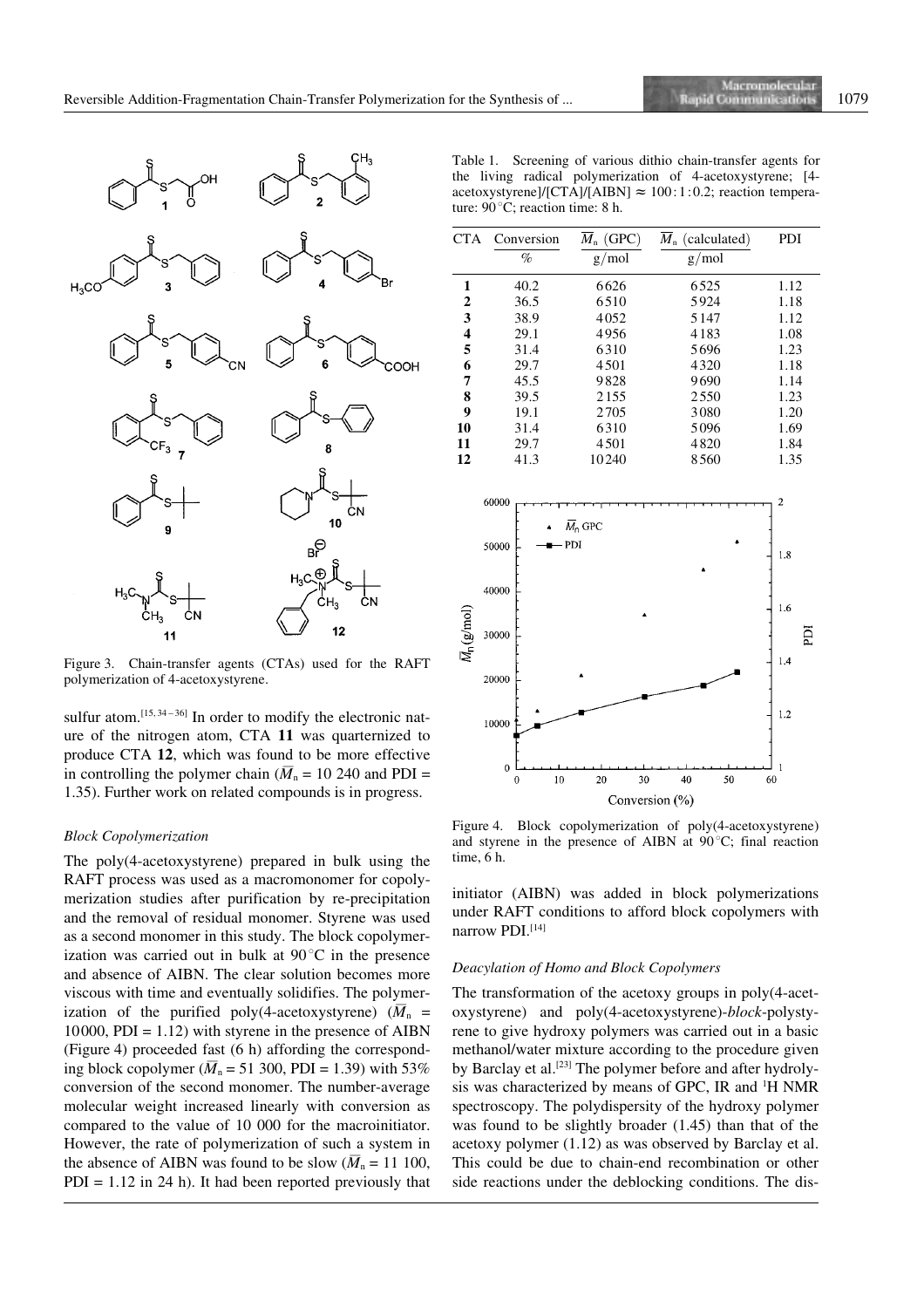Figure 3. Chain-transfer agents (CTAs) used for the RAFT polymerization of 4-acetoxystyrene.

Table 1. Screening of various dithio chain-transfer agents for the living radical polymerization of 4-acetoxystyrene; [4-acetoxystyrene]/[CTA]/[AIBN] ≈ 100 : 1 : 0.2; reaction temperature: 90 °C; reaction time: 8 h.

| CTA | Conversion % | $\overline{M}_n$ (GPC) g/mol | $\overline{M}_n$ (calculated) g/mol | PDI |
|---|---|---|---|---|
| **1** | 40.2 | 6626 | 6525 | 1.12 |
| **2** | 36.5 | 6510 | 5924 | 1.18 |
| **3** | 38.9 | 4052 | 5147 | 1.12 |
| **4** | 29.1 | 4956 | 4183 | 1.08 |
| **5** | 31.4 | 6310 | 5696 | 1.23 |
| **6** | 29.7 | 4501 | 4320 | 1.18 |
| **7** | 45.5 | 9828 | 9690 | 1.14 |
| **8** | 39.5 | 2155 | 2550 | 1.23 |
| **9** | 19.1 | 2705 | 3080 | 1.20 |
| **10** | 31.4 | 6310 | 5096 | 1.69 |
| **11** | 29.7 | 4501 | 4820 | 1.84 |
| **12** | 41.3 | 10240 | 8560 | 1.35 |

sulfur atom.[15, 34–36] In order to modify the electronic nature of the nitrogen atom, CTA **11** was quarternized to produce CTA **12**, which was found to be more effective in controlling the polymer chain ($\overline{M}_n$ = 10 240 and PDI = 1.35). Further work on related compounds is in progress.

*Block Copolymerization*

The poly(4-acetoxystyrene) prepared in bulk using the RAFT process was used as a macromonomer for copolymerization studies after purification by re-precipitation and the removal of residual monomer. Styrene was used as a second monomer in this study. The block copolymerization was carried out in bulk at 90 °C in the presence and absence of AIBN. The clear solution becomes more viscous with time and eventually solidifies. The polymerization of the purified poly(4-acetoxystyrene) ($\overline{M}_n$ = 10000, PDI = 1.12) with styrene in the presence of AIBN (Figure 4) proceeded fast (6 h) affording the corresponding block copolymer ($\overline{M}_n$ = 51 300, PDI = 1.39) with 53% conversion of the second monomer. The number-average molecular weight increased linearly with conversion as compared to the value of 10 000 for the macroinitiator. However, the rate of polymerization of such a system in the absence of AIBN was found to be slow ($\overline{M}_n$ = 11 100, PDI = 1.12 in 24 h). It had been reported previously that initiator (AIBN) was added in block polymerizations under RAFT conditions to afford block copolymers with narrow PDI.[14]

Figure 4. Block copolymerization of poly(4-acetoxystyrene) and styrene in the presence of AIBN at 90 °C; final reaction time, 6 h.

*Deacylation of Homo and Block Copolymers*

The transformation of the acetoxy groups in poly(4-acetoxystyrene) and poly(4-acetoxystyrene)-*block*-polystyrene to give hydroxy polymers was carried out in a basic methanol/water mixture according to the procedure given by Barclay et al.[23] The polymer before and after hydrolysis was characterized by means of GPC, IR and $^1$H NMR spectroscopy. The polydispersity of the hydroxy polymer was found to be slightly broader (1.45) than that of the acetoxy polymer (1.12) as was observed by Barclay et al. This could be due to chain-end recombination or other side reactions under the deblocking conditions. The dis-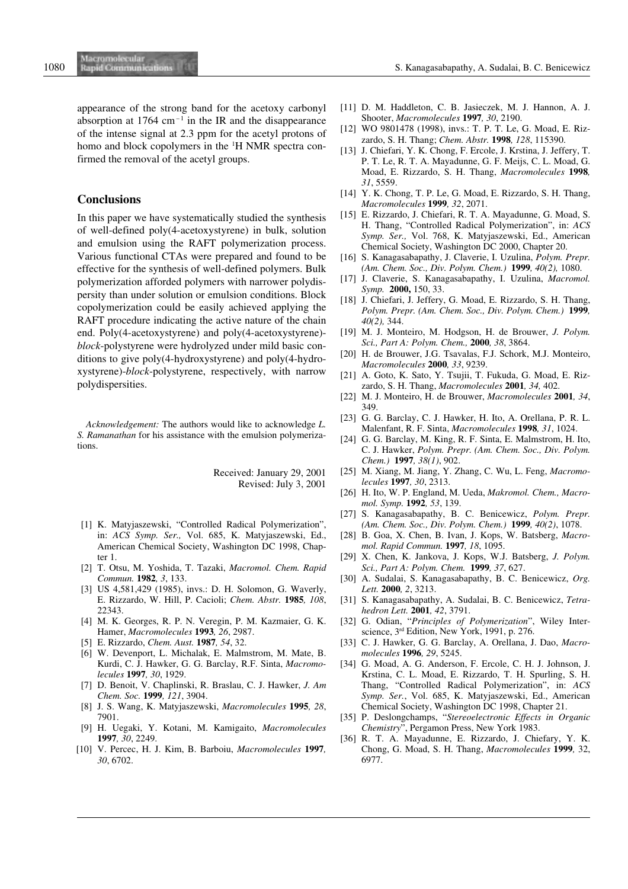appearance of the strong band for the acetoxy carbonyl absorption at 1764 $cm^{-1}$ in the IR and the disappearance of the intense signal at 2.3 ppm for the acetyl protons of homo and block copolymers in the $^1$H NMR spectra confirmed the removal of the acetyl groups.

## Conclusions

In this paper we have systematically studied the synthesis of well-defined poly(4-acetoxystyrene) in bulk, solution and emulsion using the RAFT polymerization process. Various functional CTAs were prepared and found to be effective for the synthesis of well-defined polymers. Bulk polymerization afforded polymers with narrower polydispersity than under solution or emulsion conditions. Block copolymerization could be easily achieved applying the RAFT procedure indicating the active nature of the chain end. Poly(4-acetoxystyrene) and poly(4-acetoxystyrene)-*block*-polystyrene were hydrolyzed under mild basic conditions to give poly(4-hydroxystyrene) and poly(4-hydroxystyrene)-*block*-polystyrene, respectively, with narrow polydispersities.

*Acknowledgement:* The authors would like to acknowledge *L. S. Ramanathan* for his assistance with the emulsion polymerizations.

Received: January 29, 2001
Revised: July 3, 2001

[1] K. Matyjaszewski, "Controlled Radical Polymerization", in: *ACS Symp. Ser.,* Vol. 685, K. Matyjaszewski, Ed., American Chemical Society, Washington DC 1998, Chapter 1.

[2] T. Otsu, M. Yoshida, T. Tazaki, *Macromol. Chem. Rapid Commun.* **1982***, 3*, 133.

[3] US 4,581,429 (1985), invs.: D. H. Solomon, G. Waverly, E. Rizzardo, W. Hill, P. Cacioli; *Chem. Abstr.* **1985***, 108*, 22343.

[4] M. K. Georges, R. P. N. Veregin, P. M. Kazmaier, G. K. Hamer, *Macromolecules* **1993***, 26*, 2987.

[5] E. Rizzardo, *Chem. Aust.* **1987***, 54*, 32.

[6] W. Devenport, L. Michalak, E. Malmstrom, M. Mate, B. Kurdi, C. J. Hawker, G. G. Barclay, R.F. Sinta, *Macromolecules* **1997***, 30*, 1929.

[7] D. Benoit, V. Chaplinski, R. Braslau, C. J. Hawker, *J. Am Chem. Soc.* **1999***, 121*, 3904.

[8] J. S. Wang, K. Matyjaszewski, *Macromolecules* **1995***, 28*, 7901.

[9] H. Uegaki, Y. Kotani, M. Kamigaito, *Macromolecules* **1997***, 30*, 2249.

[10] V. Percec, H. J. Kim, B. Barboiu, *Macromolecules* **1997***, 30*, 6702.

[11] D. M. Haddleton, C. B. Jasieczek, M. J. Hannon, A. J. Shooter, *Macromolecules* **1997***, 30*, 2190.

[12] WO 9801478 (1998), invs.: T. P. T. Le, G. Moad, E. Rizzardo, S. H. Thang; *Chem. Abstr.* **1998***, 128*, 115390.

[13] J. Chiefari, Y. K. Chong, F. Ercole, J. Krstina, J. Jeffery, T. P. T. Le, R. T. A. Mayadunne, G. F. Meijs, C. L. Moad, G. Moad, E. Rizzardo, S. H. Thang, *Macromolecules* **1998***, 31*, 5559.

[14] Y. K. Chong, T. P. Le, G. Moad, E. Rizzardo, S. H. Thang, *Macromolecules* **1999***, 32*, 2071.

[15] E. Rizzardo, J. Chiefari, R. T. A. Mayadunne, G. Moad, S. H. Thang, "Controlled Radical Polymerization", in: *ACS Symp. Ser.,* Vol. 768, K. Matyjaszewski, Ed., American Chemical Society, Washington DC 2000, Chapter 20.

[16] S. Kanagasabapathy, J. Claverie, I. Uzulina, *Polym. Prepr. (Am. Chem. Soc., Div. Polym. Chem.)* **1999***, 40(2),* 1080.

[17] J. Claverie, S. Kanagasabapathy, I. Uzulina, *Macromol. Symp.* **2000,** 150, 33.

[18] J. Chiefari, J. Jeffery, G. Moad, E. Rizzardo, S. H. Thang, *Polym. Prepr. (Am. Chem. Soc., Div. Polym. Chem.)* **1999***, 40(2),* 344.

[19] M. J. Monteiro, M. Hodgson, H. de Brouwer, *J. Polym. Sci., Part A: Polym. Chem.,* **2000***, 38*, 3864.

[20] H. de Brouwer, J.G. Tsavalas, F.J. Schork, M.J. Monteiro, *Macromolecules* **2000***, 33*, 9239.

[21] A. Goto, K. Sato, Y. Tsujii, T. Fukuda, G. Moad, E. Rizzardo, S. H. Thang, *Macromolecules* **2001***, 34,* 402.

[22] M. J. Monteiro, H. de Brouwer, *Macromolecules* **2001***, 34*, 349.

[23] G. G. Barclay, C. J. Hawker, H. Ito, A. Orellana, P. R. L. Malenfant, R. F. Sinta, *Macromolecules* **1998***, 31*, 1024.

[24] G. G. Barclay, M. King, R. F. Sinta, E. Malmstrom, H. Ito, C. J. Hawker, *Polym. Prepr. (Am. Chem. Soc., Div. Polym. Chem.)* **1997***, 38(1)*, 902.

[25] M. Xiang, M. Jiang, Y. Zhang, C. Wu, L. Feng, *Macromolecules* **1997***, 30*, 2313.

[26] H. Ito, W. P. England, M. Ueda, *Makromol. Chem., Macromol. Symp.* **1992***, 53*, 139.

[27] S. Kanagasabapathy, B. C. Benicewicz, *Polym. Prepr. (Am. Chem. Soc., Div. Polym. Chem.)* **1999***, 40(2)*, 1078.

[28] B. Goa, X. Chen, B. Ivan, J. Kops, W. Batsberg, *Macromol. Rapid Commun.* **1997***, 18*, 1095.

[29] X. Chen, K. Jankova, J. Kops, W.J. Batsberg, *J. Polym. Sci., Part A: Polym. Chem.* **1999***, 37*, 627.

[30] A. Sudalai, S. Kanagasabapathy, B. C. Benicewicz, *Org. Lett.* **2000***, 2*, 3213.

[31] S. Kanagasabapathy, A. Sudalai, B. C. Benicewicz, *Tetrahedron Lett.* **2001***, 42*, 3791.

[32] G. Odian, "*Principles of Polymerization*", Wiley Interscience, 3rd Edition, New York, 1991, p. 276.

[33] C. J. Hawker, G. G. Barclay, A. Orellana, J. Dao, *Macromolecules* **1996***, 29*, 5245.

[34] G. Moad, A. G. Anderson, F. Ercole, C. H. J. Johnson, J. Krstina, C. L. Moad, E. Rizzardo, T. H. Spurling, S. H. Thang, "Controlled Radical Polymerization", in: *ACS Symp. Ser.*, Vol. 685, K. Matyjaszewski, Ed., American Chemical Society, Washington DC 1998, Chapter 21.

[35] P. Deslongchamps, "*Stereoelectronic Effects in Organic Chemistry*", Pergamon Press, New York 1983.

[36] R. T. A. Mayadunne, E. Rizzardo, J. Chiefary, Y. K. Chong, G. Moad, S. H. Thang, *Macromolecules* **1999***,* 32, 6977.